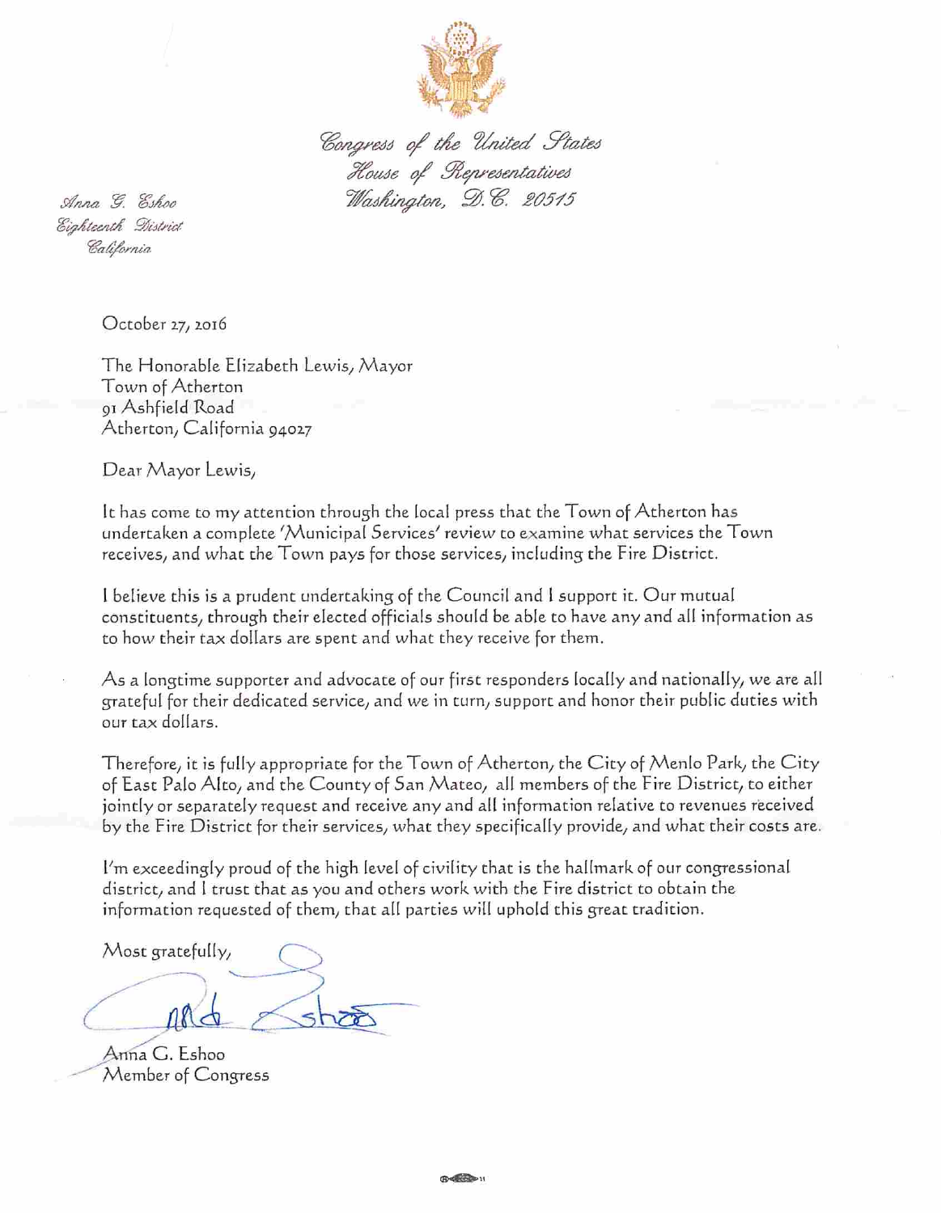Congress of the United States
House of Representatives
Washington, D.C. 20515

Anna G. Eshoo
Eighteenth District
California

October 27, 2016

The Honorable Elizabeth Lewis, Mayor
Town of Atherton
91 Ashfield Road
Atherton, California 94027

Dear Mayor Lewis,

It has come to my attention through the local press that the Town of Atherton has undertaken a complete 'Municipal Services' review to examine what services the Town receives, and what the Town pays for those services, including the Fire District.

I believe this is a prudent undertaking of the Council and I support it. Our mutual constituents, through their elected officials should be able to have any and all information as to how their tax dollars are spent and what they receive for them.

As a longtime supporter and advocate of our first responders locally and nationally, we are all grateful for their dedicated service, and we in turn, support and honor their public duties with our tax dollars.

Therefore, it is fully appropriate for the Town of Atherton, the City of Menlo Park, the City of East Palo Alto, and the County of San Mateo, all members of the Fire District, to either jointly or separately request and receive any and all information relative to revenues received by the Fire District for their services, what they specifically provide, and what their costs are.

I'm exceedingly proud of the high level of civility that is the hallmark of our congressional district, and I trust that as you and others work with the Fire district to obtain the information requested of them, that all parties will uphold this great tradition.

Most gratefully,

Anna G. Eshoo
Member of Congress